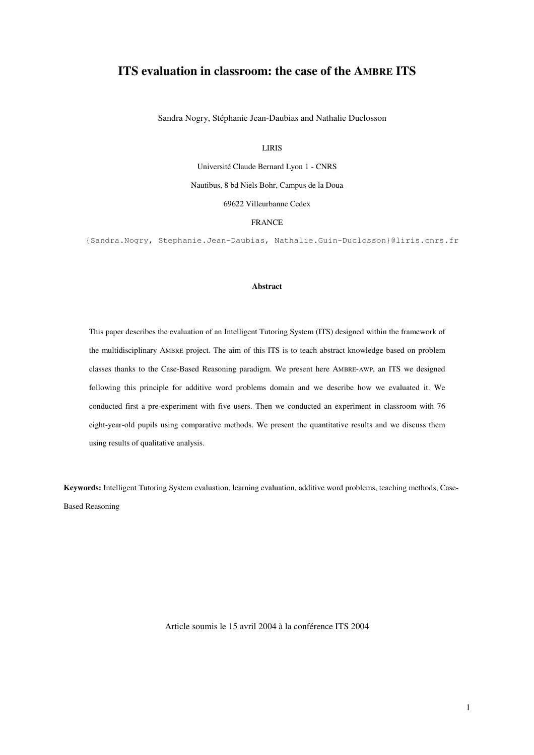# ITS evaluation in classroom: the case of the AMBRE ITS

Sandra Nogry, Stéphanie Jean-Daubias and Nathalie Duclosson

LIRIS

Université Claude Bernard Lyon 1 - CNRS

Nautibus, 8 bd Niels Bohr, Campus de la Doua

69622 Villeurbanne Cedex

FRANCE

{Sandra.Nogry, Stephanie.Jean-Daubias, Nathalie.Guin-Duclosson}@liris.cnrs.fr

#### Abstract

This paper describes the evaluation of an Intelligent Tutoring System (ITS) designed within the framework of the multidisciplinary AMBRE project. The aim of this ITS is to teach abstract knowledge based on problem classes thanks to the Case-Based Reasoning paradigm. We present here AMBRE-AWP, an ITS we designed following this principle for additive word problems domain and we describe how we evaluated it. We conducted first a pre-experiment with five users. Then we conducted an experiment in classroom with 76 eight-year-old pupils using comparative methods. We present the quantitative results and we discuss them using results of qualitative analysis.

**Keywords:** Intelligent Tutoring System evaluation, learning evaluation, additive word problems, teaching methods, Case-Based Reasoning

Article soumis le 15 avril 2004 à la conférence ITS 2004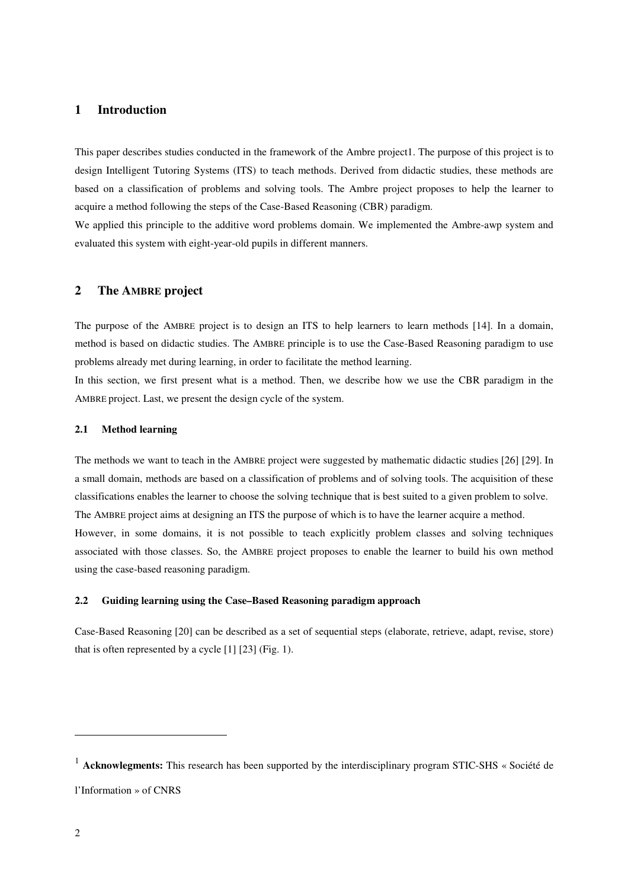# 1 Introduction

This paper describes studies conducted in the framework of the Ambre project1. The purpose of this project is to design Intelligent Tutoring Systems (ITS) to teach methods. Derived from didactic studies, these methods are based on a classification of problems and solving tools. The Ambre project proposes to help the learner to acquire a method following the steps of the Case-Based Reasoning (CBR) paradigm.

We applied this principle to the additive word problems domain. We implemented the Ambre-awp system and evaluated this system with eight-year-old pupils in different manners.

# 2 The AMBRE project

The purpose of the AMBRE project is to design an ITS to help learners to learn methods [14]. In a domain, method is based on didactic studies. The AMBRE principle is to use the Case-Based Reasoning paradigm to use problems already met during learning, in order to facilitate the method learning.

In this section, we first present what is a method. Then, we describe how we use the CBR paradigm in the AMBRE project. Last, we present the design cycle of the system.

## 2.1 Method learning

The methods we want to teach in the AMBRE project were suggested by mathematic didactic studies [26] [29]. In a small domain, methods are based on a classification of problems and of solving tools. The acquisition of these classifications enables the learner to choose the solving technique that is best suited to a given problem to solve. The AMBRE project aims at designing an ITS the purpose of which is to have the learner acquire a method.

However, in some domains, it is not possible to teach explicitly problem classes and solving techniques associated with those classes. So, the AMBRE project proposes to enable the learner to build his own method using the case-based reasoning paradigm.

## 2.2 Guiding learning using the Case–Based Reasoning paradigm approach

Case-Based Reasoning [20] can be described as a set of sequential steps (elaborate, retrieve, adapt, revise, store) that is often represented by a cycle [1] [23] (Fig. 1).

---

[1] **Acknowlegments:** This research has been supported by the interdisciplinary program STIC-SHS « Société de l'Information » of CNRS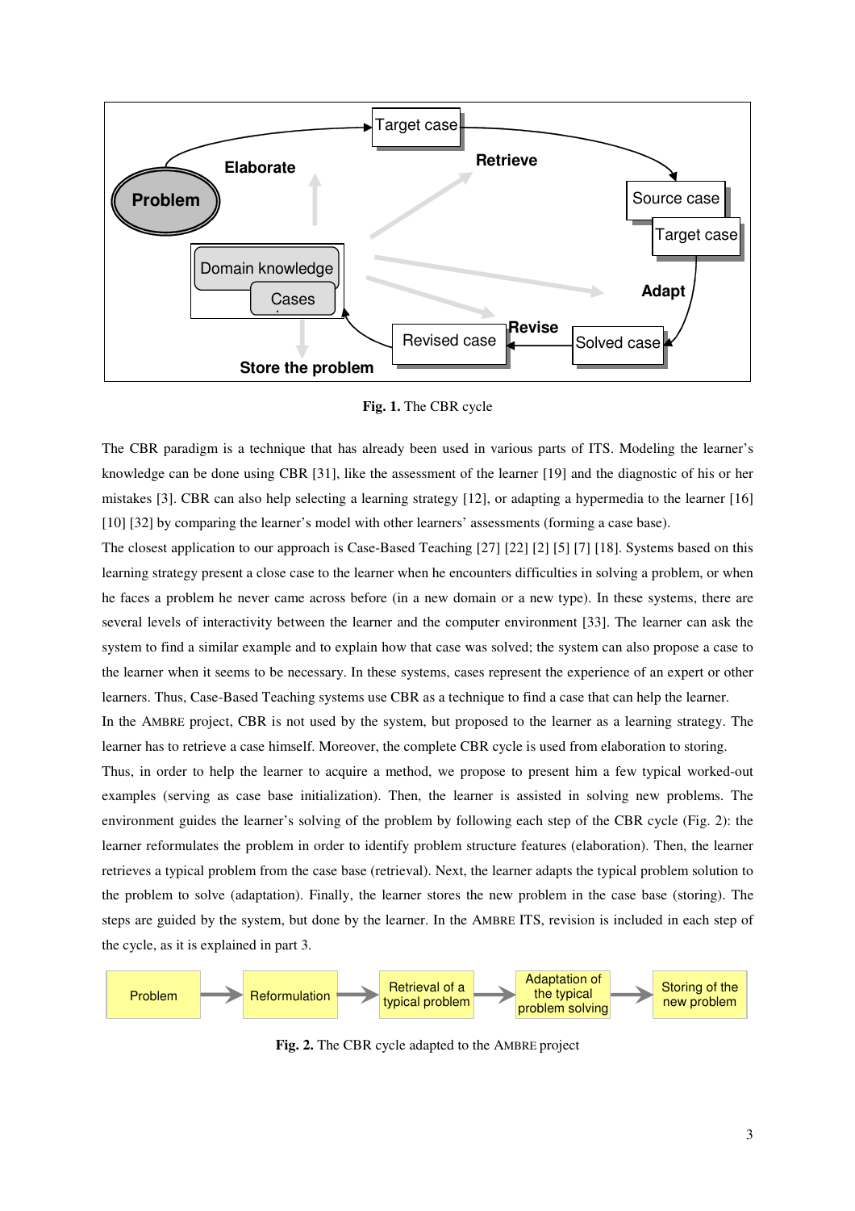**Fig. 1.** The CBR cycle

The CBR paradigm is a technique that has already been used in various parts of ITS. Modeling the learner's knowledge can be done using CBR [31], like the assessment of the learner [19] and the diagnostic of his or her mistakes [3]. CBR can also help selecting a learning strategy [12], or adapting a hypermedia to the learner [16] [10] [32] by comparing the learner's model with other learners' assessments (forming a case base).

The closest application to our approach is Case-Based Teaching [27] [22] [2] [5] [7] [18]. Systems based on this learning strategy present a close case to the learner when he encounters difficulties in solving a problem, or when he faces a problem he never came across before (in a new domain or a new type). In these systems, there are several levels of interactivity between the learner and the computer environment [33]. The learner can ask the system to find a similar example and to explain how that case was solved; the system can also propose a case to the learner when it seems to be necessary. In these systems, cases represent the experience of an expert or other learners. Thus, Case-Based Teaching systems use CBR as a technique to find a case that can help the learner.

In the AMBRE project, CBR is not used by the system, but proposed to the learner as a learning strategy. The learner has to retrieve a case himself. Moreover, the complete CBR cycle is used from elaboration to storing.

Thus, in order to help the learner to acquire a method, we propose to present him a few typical worked-out examples (serving as case base initialization). Then, the learner is assisted in solving new problems. The environment guides the learner's solving of the problem by following each step of the CBR cycle (Fig. 2): the learner reformulates the problem in order to identify problem structure features (elaboration). Then, the learner retrieves a typical problem from the case base (retrieval). Next, the learner adapts the typical problem solution to the problem to solve (adaptation). Finally, the learner stores the new problem in the case base (storing). The steps are guided by the system, but done by the learner. In the AMBRE ITS, revision is included in each step of the cycle, as it is explained in part 3.

**Fig. 2.** The CBR cycle adapted to the AMBRE project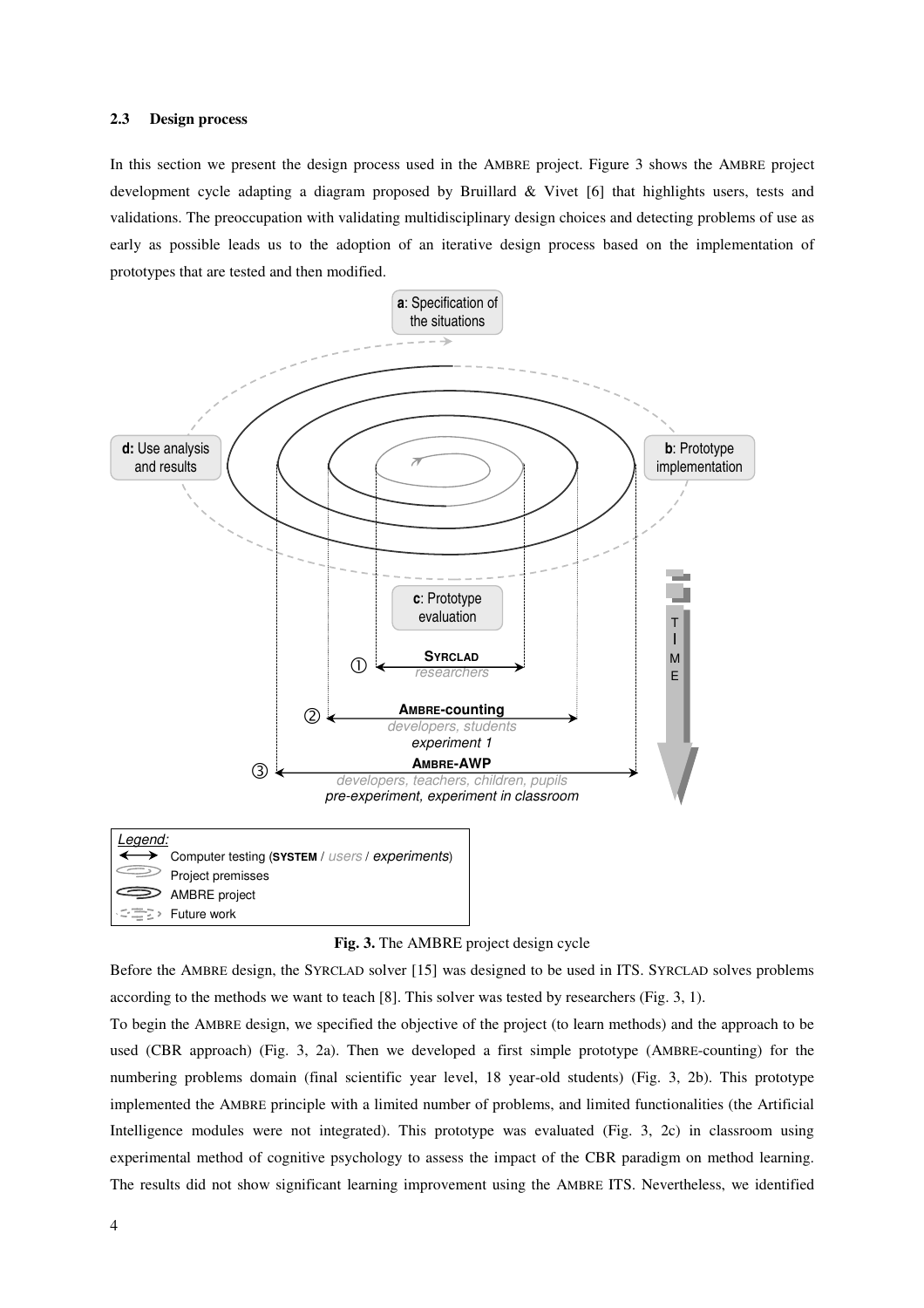### 2.3 Design process

In this section we present the design process used in the AMBRE project. Figure 3 shows the AMBRE project development cycle adapting a diagram proposed by Bruillard & Vivet [6] that highlights users, tests and validations. The preoccupation with validating multidisciplinary design choices and detecting problems of use as early as possible leads us to the adoption of an iterative design process based on the implementation of prototypes that are tested and then modified.

**Fig. 3.** The AMBRE project design cycle

Before the AMBRE design, the SYRCLAD solver [15] was designed to be used in ITS. SYRCLAD solves problems according to the methods we want to teach [8]. This solver was tested by researchers (Fig. 3, 1).

To begin the AMBRE design, we specified the objective of the project (to learn methods) and the approach to be used (CBR approach) (Fig. 3, 2a). Then we developed a first simple prototype (AMBRE-counting) for the numbering problems domain (final scientific year level, 18 year-old students) (Fig. 3, 2b). This prototype implemented the AMBRE principle with a limited number of problems, and limited functionalities (the Artificial Intelligence modules were not integrated). This prototype was evaluated (Fig. 3, 2c) in classroom using experimental method of cognitive psychology to assess the impact of the CBR paradigm on method learning. The results did not show significant learning improvement using the AMBRE ITS. Nevertheless, we identified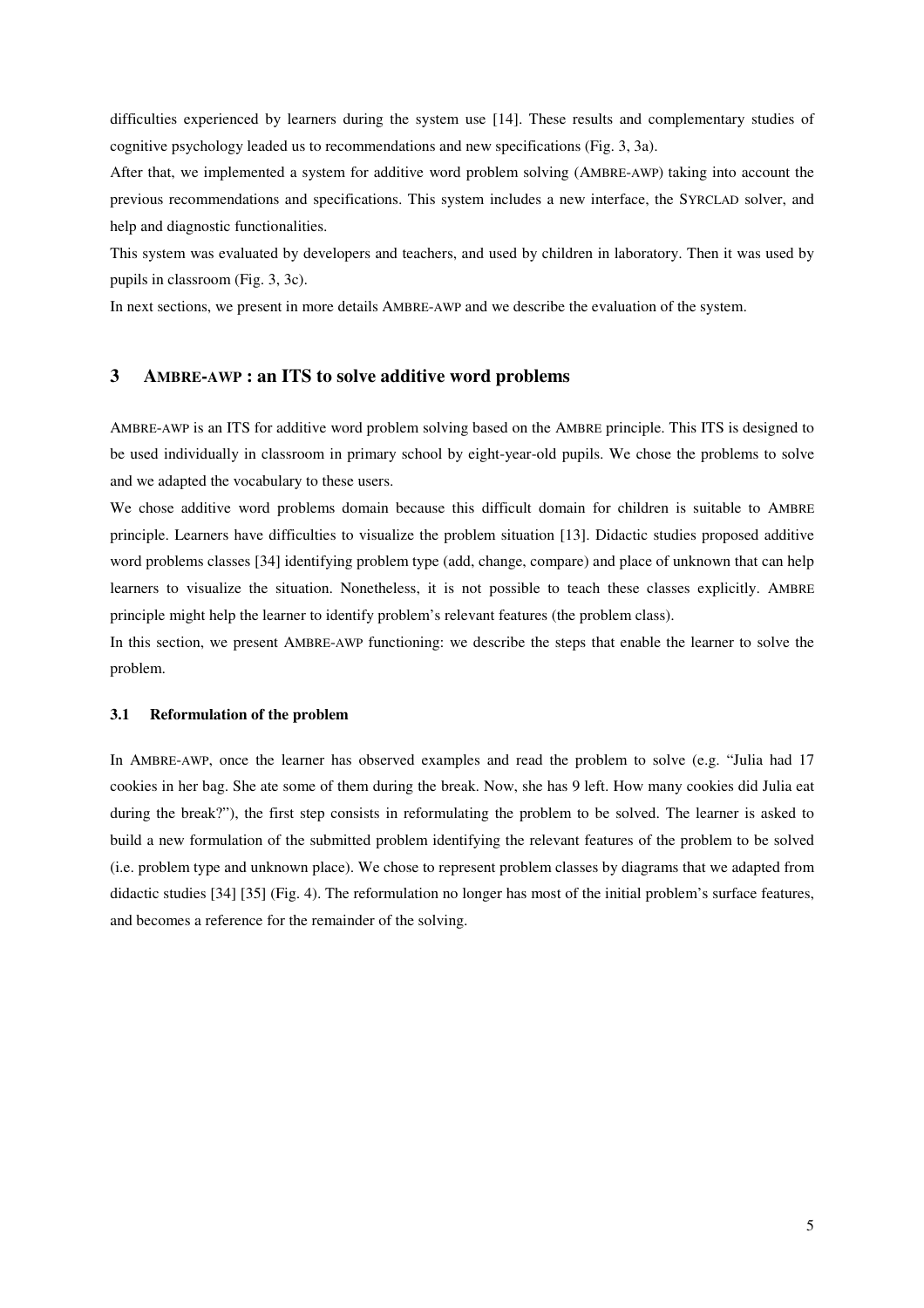difficulties experienced by learners during the system use [14]. These results and complementary studies of cognitive psychology leaded us to recommendations and new specifications (Fig. 3, 3a).

After that, we implemented a system for additive word problem solving (AMBRE-AWP) taking into account the previous recommendations and specifications. This system includes a new interface, the SYRCLAD solver, and help and diagnostic functionalities.

This system was evaluated by developers and teachers, and used by children in laboratory. Then it was used by pupils in classroom (Fig. 3, 3c).

In next sections, we present in more details AMBRE-AWP and we describe the evaluation of the system.

## 3 AMBRE-AWP : an ITS to solve additive word problems

AMBRE-AWP is an ITS for additive word problem solving based on the AMBRE principle. This ITS is designed to be used individually in classroom in primary school by eight-year-old pupils. We chose the problems to solve and we adapted the vocabulary to these users.

We chose additive word problems domain because this difficult domain for children is suitable to AMBRE principle. Learners have difficulties to visualize the problem situation [13]. Didactic studies proposed additive word problems classes [34] identifying problem type (add, change, compare) and place of unknown that can help learners to visualize the situation. Nonetheless, it is not possible to teach these classes explicitly. AMBRE principle might help the learner to identify problem's relevant features (the problem class).

In this section, we present AMBRE-AWP functioning: we describe the steps that enable the learner to solve the problem.

### 3.1 Reformulation of the problem

In AMBRE-AWP, once the learner has observed examples and read the problem to solve (e.g. "Julia had 17 cookies in her bag. She ate some of them during the break. Now, she has 9 left. How many cookies did Julia eat during the break?"), the first step consists in reformulating the problem to be solved. The learner is asked to build a new formulation of the submitted problem identifying the relevant features of the problem to be solved (i.e. problem type and unknown place). We chose to represent problem classes by diagrams that we adapted from didactic studies [34] [35] (Fig. 4). The reformulation no longer has most of the initial problem's surface features, and becomes a reference for the remainder of the solving.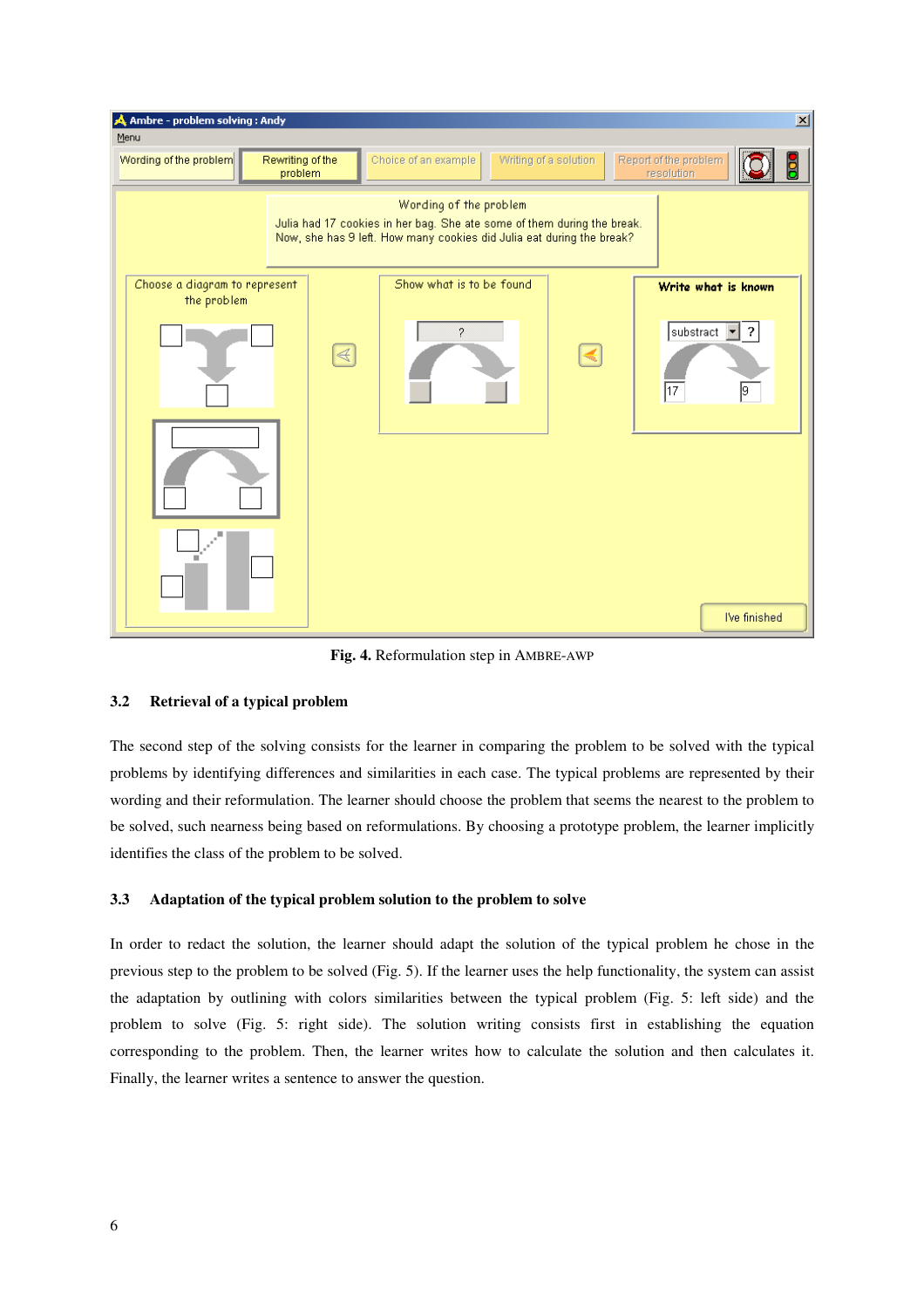**Fig. 4.** Reformulation step in AMBRE-AWP

### 3.2 Retrieval of a typical problem

The second step of the solving consists for the learner in comparing the problem to be solved with the typical problems by identifying differences and similarities in each case. The typical problems are represented by their wording and their reformulation. The learner should choose the problem that seems the nearest to the problem to be solved, such nearness being based on reformulations. By choosing a prototype problem, the learner implicitly identifies the class of the problem to be solved.

### 3.3 Adaptation of the typical problem solution to the problem to solve

In order to redact the solution, the learner should adapt the solution of the typical problem he chose in the previous step to the problem to be solved (Fig. 5). If the learner uses the help functionality, the system can assist the adaptation by outlining with colors similarities between the typical problem (Fig. 5: left side) and the problem to solve (Fig. 5: right side). The solution writing consists first in establishing the equation corresponding to the problem. Then, the learner writes how to calculate the solution and then calculates it. Finally, the learner writes a sentence to answer the question.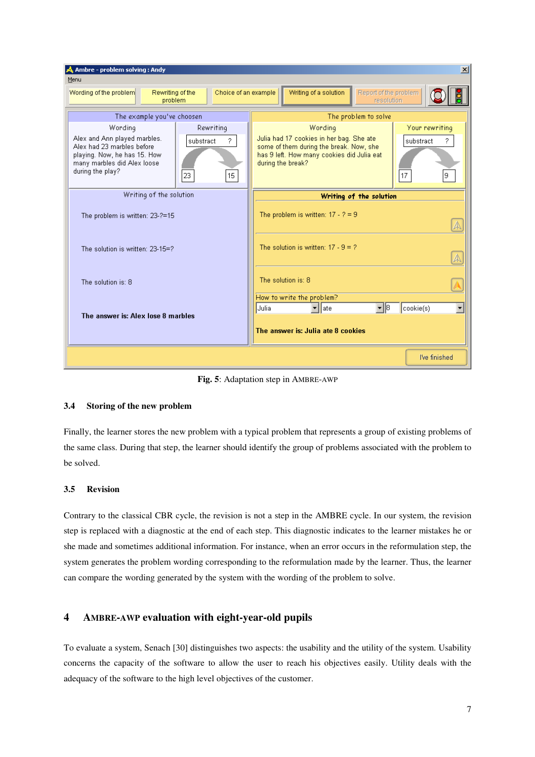**Fig. 5**: Adaptation step in AMBRE-AWP

### 3.4 Storing of the new problem

Finally, the learner stores the new problem with a typical problem that represents a group of existing problems of the same class. During that step, the learner should identify the group of problems associated with the problem to be solved.

### 3.5 Revision

Contrary to the classical CBR cycle, the revision is not a step in the AMBRE cycle. In our system, the revision step is replaced with a diagnostic at the end of each step. This diagnostic indicates to the learner mistakes he or she made and sometimes additional information. For instance, when an error occurs in the reformulation step, the system generates the problem wording corresponding to the reformulation made by the learner. Thus, the learner can compare the wording generated by the system with the wording of the problem to solve.

## 4 AMBRE-AWP evaluation with eight-year-old pupils

To evaluate a system, Senach [30] distinguishes two aspects: the usability and the utility of the system. Usability concerns the capacity of the software to allow the user to reach his objectives easily. Utility deals with the adequacy of the software to the high level objectives of the customer.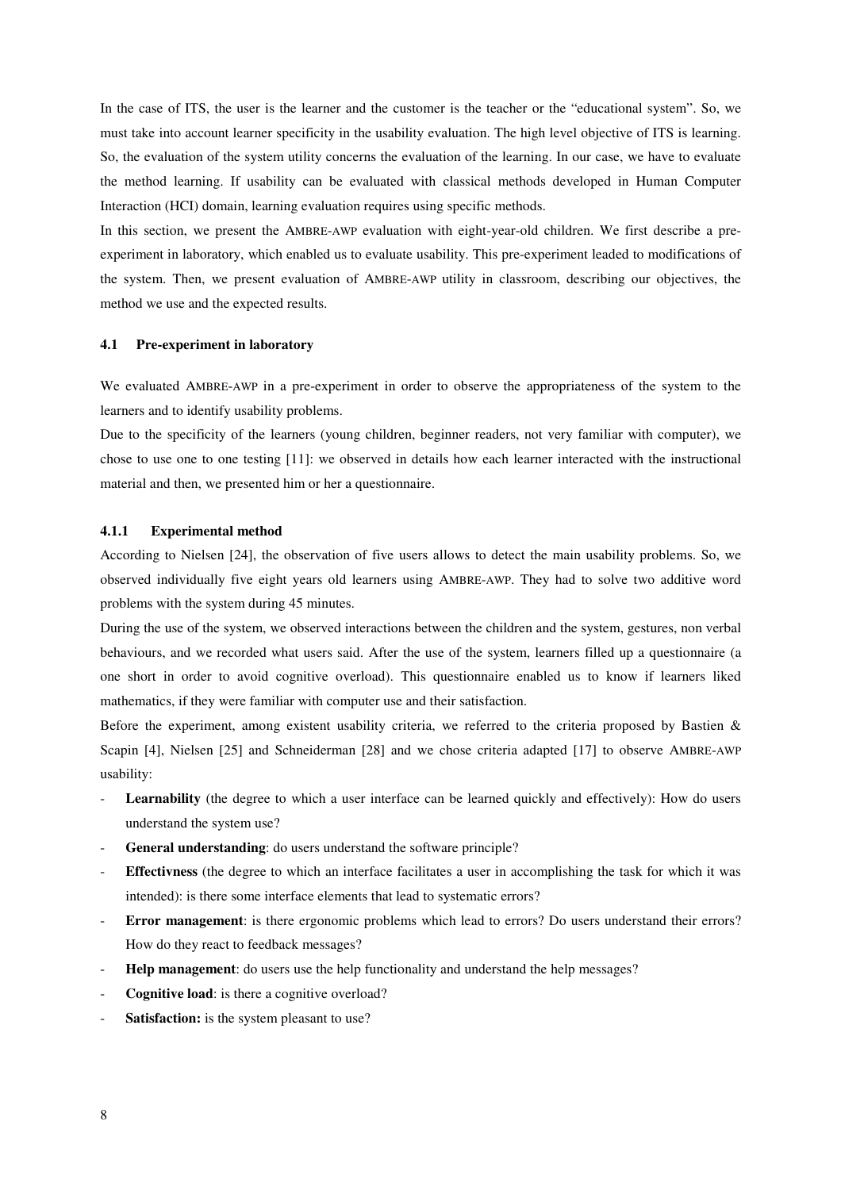In the case of ITS, the user is the learner and the customer is the teacher or the "educational system". So, we must take into account learner specificity in the usability evaluation. The high level objective of ITS is learning. So, the evaluation of the system utility concerns the evaluation of the learning. In our case, we have to evaluate the method learning. If usability can be evaluated with classical methods developed in Human Computer Interaction (HCI) domain, learning evaluation requires using specific methods.

In this section, we present the AMBRE-AWP evaluation with eight-year-old children. We first describe a pre-experiment in laboratory, which enabled us to evaluate usability. This pre-experiment leaded to modifications of the system. Then, we present evaluation of AMBRE-AWP utility in classroom, describing our objectives, the method we use and the expected results.

### 4.1 Pre-experiment in laboratory

We evaluated AMBRE-AWP in a pre-experiment in order to observe the appropriateness of the system to the learners and to identify usability problems.

Due to the specificity of the learners (young children, beginner readers, not very familiar with computer), we chose to use one to one testing [11]: we observed in details how each learner interacted with the instructional material and then, we presented him or her a questionnaire.

#### 4.1.1 Experimental method

According to Nielsen [24], the observation of five users allows to detect the main usability problems. So, we observed individually five eight years old learners using AMBRE-AWP. They had to solve two additive word problems with the system during 45 minutes.

During the use of the system, we observed interactions between the children and the system, gestures, non verbal behaviours, and we recorded what users said. After the use of the system, learners filled up a questionnaire (a one short in order to avoid cognitive overload). This questionnaire enabled us to know if learners liked mathematics, if they were familiar with computer use and their satisfaction.

Before the experiment, among existent usability criteria, we referred to the criteria proposed by Bastien & Scapin [4], Nielsen [25] and Schneiderman [28] and we chose criteria adapted [17] to observe AMBRE-AWP usability:

- **Learnability** (the degree to which a user interface can be learned quickly and effectively): How do users understand the system use?
- **General understanding**: do users understand the software principle?
- **Effectivness** (the degree to which an interface facilitates a user in accomplishing the task for which it was intended): is there some interface elements that lead to systematic errors?
- **Error management**: is there ergonomic problems which lead to errors? Do users understand their errors? How do they react to feedback messages?
- **Help management**: do users use the help functionality and understand the help messages?
- **Cognitive load**: is there a cognitive overload?
- **Satisfaction:** is the system pleasant to use?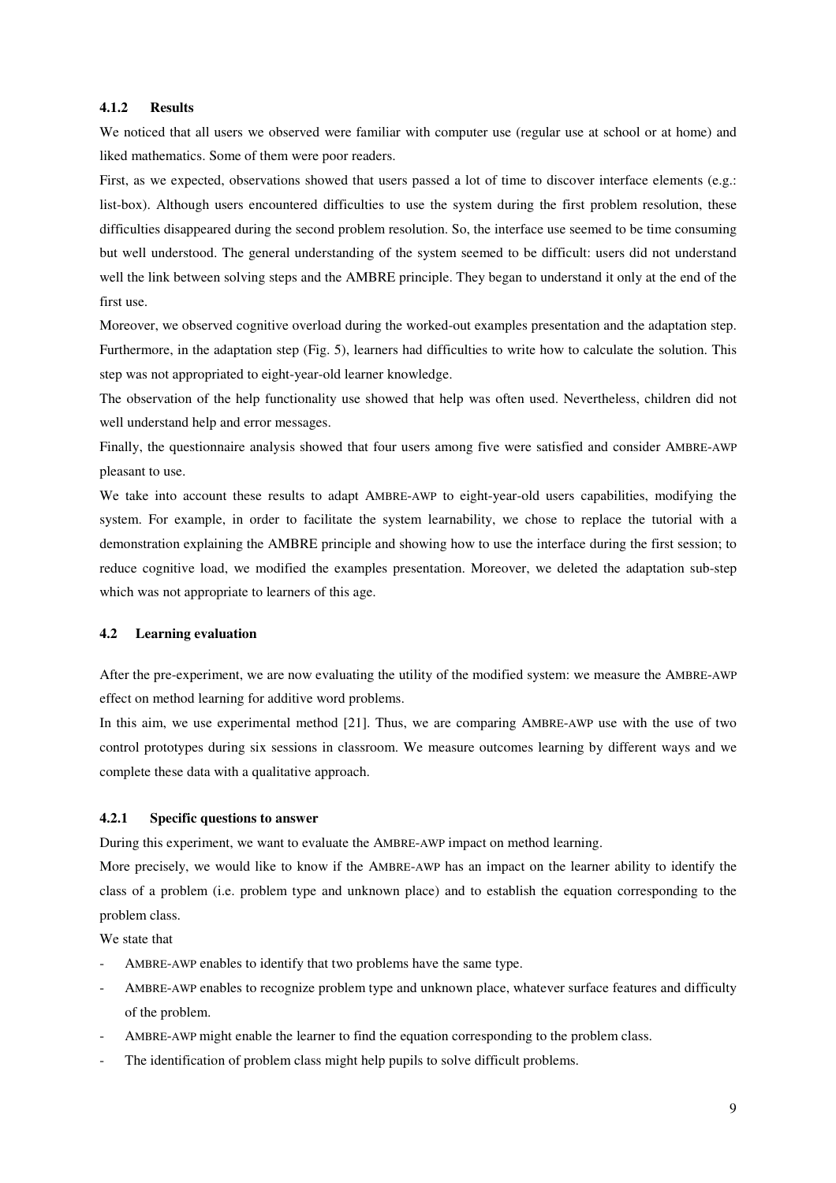#### 4.1.2 Results

We noticed that all users we observed were familiar with computer use (regular use at school or at home) and liked mathematics. Some of them were poor readers.

First, as we expected, observations showed that users passed a lot of time to discover interface elements (e.g.: list-box). Although users encountered difficulties to use the system during the first problem resolution, these difficulties disappeared during the second problem resolution. So, the interface use seemed to be time consuming but well understood. The general understanding of the system seemed to be difficult: users did not understand well the link between solving steps and the AMBRE principle. They began to understand it only at the end of the first use.

Moreover, we observed cognitive overload during the worked-out examples presentation and the adaptation step. Furthermore, in the adaptation step (Fig. 5), learners had difficulties to write how to calculate the solution. This step was not appropriated to eight-year-old learner knowledge.

The observation of the help functionality use showed that help was often used. Nevertheless, children did not well understand help and error messages.

Finally, the questionnaire analysis showed that four users among five were satisfied and consider AMBRE-AWP pleasant to use.

We take into account these results to adapt AMBRE-AWP to eight-year-old users capabilities, modifying the system. For example, in order to facilitate the system learnability, we chose to replace the tutorial with a demonstration explaining the AMBRE principle and showing how to use the interface during the first session; to reduce cognitive load, we modified the examples presentation. Moreover, we deleted the adaptation sub-step which was not appropriate to learners of this age.

### 4.2 Learning evaluation

After the pre-experiment, we are now evaluating the utility of the modified system: we measure the AMBRE-AWP effect on method learning for additive word problems.

In this aim, we use experimental method [21]. Thus, we are comparing AMBRE-AWP use with the use of two control prototypes during six sessions in classroom. We measure outcomes learning by different ways and we complete these data with a qualitative approach.

#### 4.2.1 Specific questions to answer

During this experiment, we want to evaluate the AMBRE-AWP impact on method learning.

More precisely, we would like to know if the AMBRE-AWP has an impact on the learner ability to identify the class of a problem (i.e. problem type and unknown place) and to establish the equation corresponding to the problem class.

We state that

- AMBRE-AWP enables to identify that two problems have the same type.
- AMBRE-AWP enables to recognize problem type and unknown place, whatever surface features and difficulty of the problem.
- AMBRE-AWP might enable the learner to find the equation corresponding to the problem class.
- The identification of problem class might help pupils to solve difficult problems.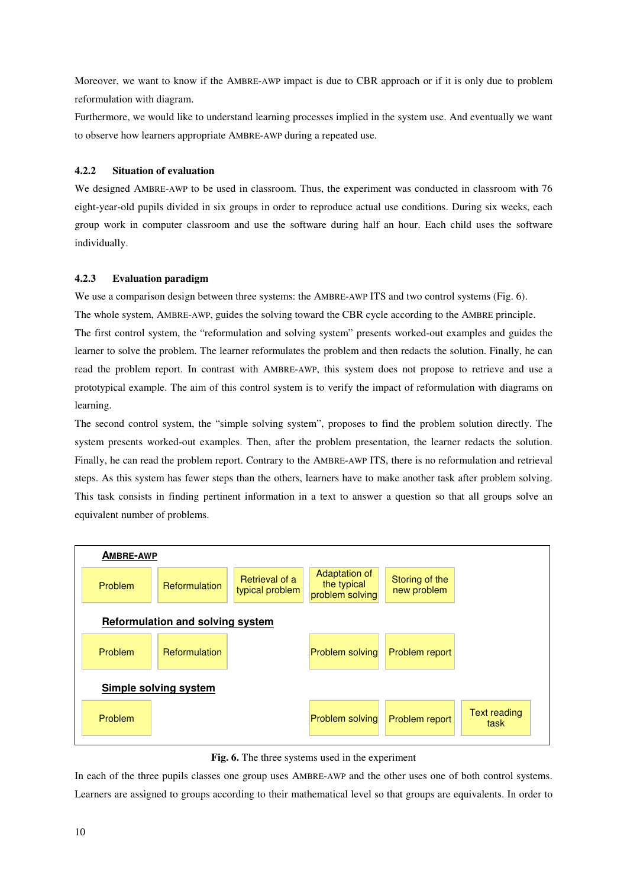Moreover, we want to know if the AMBRE-AWP impact is due to CBR approach or if it is only due to problem reformulation with diagram.

Furthermore, we would like to understand learning processes implied in the system use. And eventually we want to observe how learners appropriate AMBRE-AWP during a repeated use.

### 4.2.2 Situation of evaluation

We designed AMBRE-AWP to be used in classroom. Thus, the experiment was conducted in classroom with 76 eight-year-old pupils divided in six groups in order to reproduce actual use conditions. During six weeks, each group work in computer classroom and use the software during half an hour. Each child uses the software individually.

### 4.2.3 Evaluation paradigm

We use a comparison design between three systems: the AMBRE-AWP ITS and two control systems (Fig. 6).

The whole system, AMBRE-AWP, guides the solving toward the CBR cycle according to the AMBRE principle.

The first control system, the "reformulation and solving system" presents worked-out examples and guides the learner to solve the problem. The learner reformulates the problem and then redacts the solution. Finally, he can read the problem report. In contrast with AMBRE-AWP, this system does not propose to retrieve and use a prototypical example. The aim of this control system is to verify the impact of reformulation with diagrams on learning.

The second control system, the "simple solving system", proposes to find the problem solution directly. The system presents worked-out examples. Then, after the problem presentation, the learner redacts the solution. Finally, he can read the problem report. Contrary to the AMBRE-AWP ITS, there is no reformulation and retrieval steps. As this system has fewer steps than the others, learners have to make another task after problem solving. This task consists in finding pertinent information in a text to answer a question so that all groups solve an equivalent number of problems.

| | | | | | |
|---|---|---|---|---|---|
| **AMBRE-AWP** | | | | | |
| Problem | Reformulation | Retrieval of a typical problem | Adaptation of the typical problem solving | Storing of the new problem | |
| **Reformulation and solving system** | | | | | |
| Problem | Reformulation | | Problem solving | Problem report | |
| **Simple solving system** | | | | | |
| Problem | | | Problem solving | Problem report | Text reading task |

**Fig. 6.** The three systems used in the experiment

In each of the three pupils classes one group uses AMBRE-AWP and the other uses one of both control systems. Learners are assigned to groups according to their mathematical level so that groups are equivalents. In order to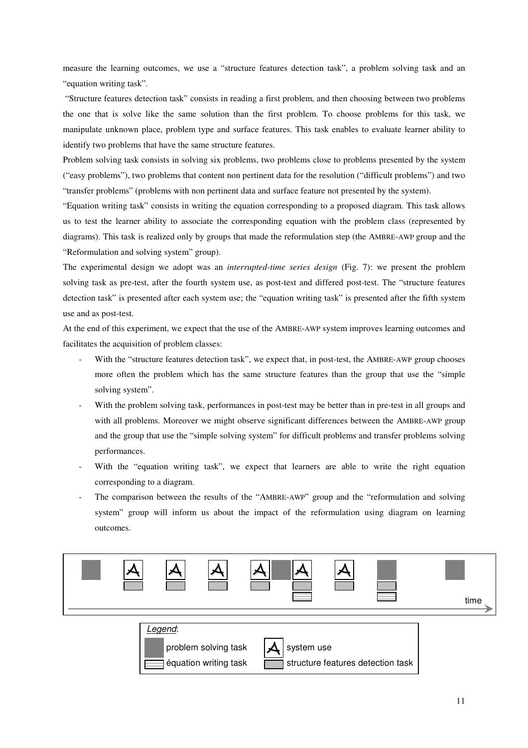measure the learning outcomes, we use a "structure features detection task", a problem solving task and an "equation writing task".

"Structure features detection task" consists in reading a first problem, and then choosing between two problems the one that is solve like the same solution than the first problem. To choose problems for this task, we manipulate unknown place, problem type and surface features. This task enables to evaluate learner ability to identify two problems that have the same structure features.

Problem solving task consists in solving six problems, two problems close to problems presented by the system ("easy problems"), two problems that content non pertinent data for the resolution ("difficult problems") and two "transfer problems" (problems with non pertinent data and surface feature not presented by the system).

"Equation writing task" consists in writing the equation corresponding to a proposed diagram. This task allows us to test the learner ability to associate the corresponding equation with the problem class (represented by diagrams). This task is realized only by groups that made the reformulation step (the AMBRE-AWP group and the "Reformulation and solving system" group).

The experimental design we adopt was an *interrupted-time series design* (Fig. 7): we present the problem solving task as pre-test, after the fourth system use, as post-test and differed post-test. The "structure features detection task" is presented after each system use; the "equation writing task" is presented after the fifth system use and as post-test.

At the end of this experiment, we expect that the use of the AMBRE-AWP system improves learning outcomes and facilitates the acquisition of problem classes:

- With the "structure features detection task", we expect that, in post-test, the AMBRE-AWP group chooses more often the problem which has the same structure features than the group that use the "simple solving system".
- With the problem solving task, performances in post-test may be better than in pre-test in all groups and with all problems. Moreover we might observe significant differences between the AMBRE-AWP group and the group that use the "simple solving system" for difficult problems and transfer problems solving performances.
- With the "equation writing task", we expect that learners are able to write the right equation corresponding to a diagram.
- The comparison between the results of the "AMBRE-AWP" group and the "reformulation and solving system" group will inform us about the impact of the reformulation using diagram on learning outcomes.

time

*Legend*:

problem solving task — system use

équation writing task — structure features detection task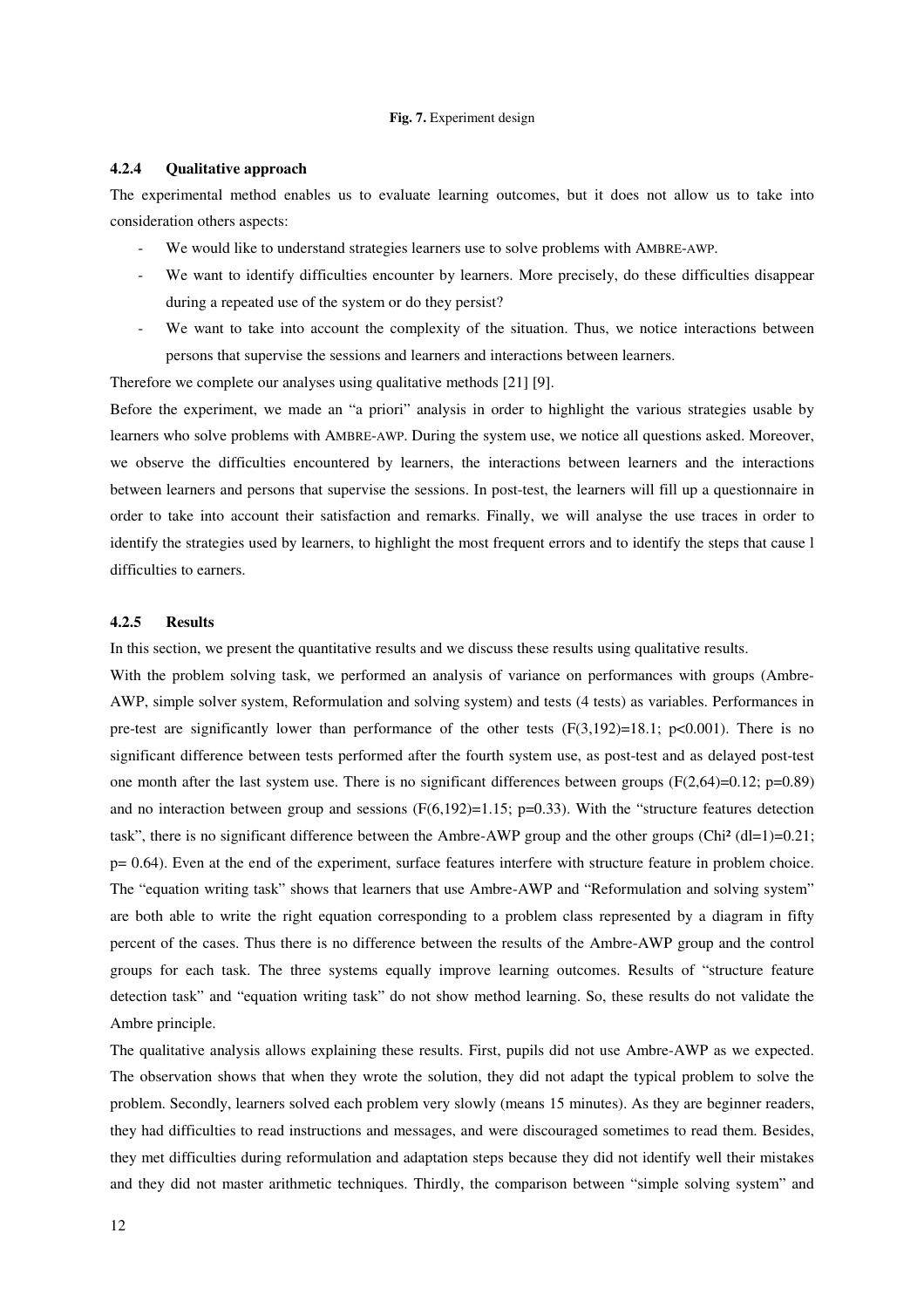**Fig. 7.** Experiment design

#### 4.2.4 Qualitative approach

The experimental method enables us to evaluate learning outcomes, but it does not allow us to take into consideration others aspects:

- We would like to understand strategies learners use to solve problems with AMBRE-AWP.
- We want to identify difficulties encounter by learners. More precisely, do these difficulties disappear during a repeated use of the system or do they persist?
- We want to take into account the complexity of the situation. Thus, we notice interactions between persons that supervise the sessions and learners and interactions between learners.

Therefore we complete our analyses using qualitative methods [21] [9].

Before the experiment, we made an "a priori" analysis in order to highlight the various strategies usable by learners who solve problems with AMBRE-AWP. During the system use, we notice all questions asked. Moreover, we observe the difficulties encountered by learners, the interactions between learners and the interactions between learners and persons that supervise the sessions. In post-test, the learners will fill up a questionnaire in order to take into account their satisfaction and remarks. Finally, we will analyse the use traces in order to identify the strategies used by learners, to highlight the most frequent errors and to identify the steps that cause l difficulties to earners.

#### 4.2.5 Results

In this section, we present the quantitative results and we discuss these results using qualitative results.

With the problem solving task, we performed an analysis of variance on performances with groups (Ambre-AWP, simple solver system, Reformulation and solving system) and tests (4 tests) as variables. Performances in pre-test are significantly lower than performance of the other tests ($F(3,192)=18.1$; $p<0.001$). There is no significant difference between tests performed after the fourth system use, as post-test and as delayed post-test one month after the last system use. There is no significant differences between groups ($F(2,64)=0.12$; $p=0.89$) and no interaction between group and sessions ($F(6,192)=1.15$; $p=0.33$). With the "structure features detection task", there is no significant difference between the Ambre-AWP group and the other groups (Chi² (dl=1)=0.21; $p= 0.64$). Even at the end of the experiment, surface features interfere with structure feature in problem choice. The "equation writing task" shows that learners that use Ambre-AWP and "Reformulation and solving system" are both able to write the right equation corresponding to a problem class represented by a diagram in fifty percent of the cases. Thus there is no difference between the results of the Ambre-AWP group and the control groups for each task. The three systems equally improve learning outcomes. Results of "structure feature detection task" and "equation writing task" do not show method learning. So, these results do not validate the Ambre principle.

The qualitative analysis allows explaining these results. First, pupils did not use Ambre-AWP as we expected. The observation shows that when they wrote the solution, they did not adapt the typical problem to solve the problem. Secondly, learners solved each problem very slowly (means 15 minutes). As they are beginner readers, they had difficulties to read instructions and messages, and were discouraged sometimes to read them. Besides, they met difficulties during reformulation and adaptation steps because they did not identify well their mistakes and they did not master arithmetic techniques. Thirdly, the comparison between "simple solving system" and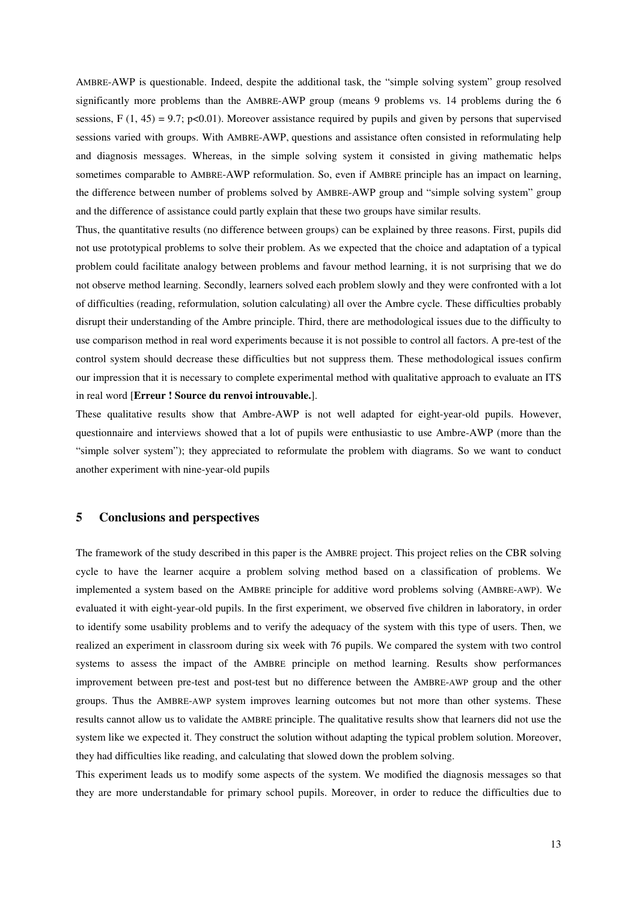AMBRE-AWP is questionable. Indeed, despite the additional task, the "simple solving system" group resolved significantly more problems than the AMBRE-AWP group (means 9 problems vs. 14 problems during the 6 sessions, $F(1, 45) = 9.7$; $p<0.01$). Moreover assistance required by pupils and given by persons that supervised sessions varied with groups. With AMBRE-AWP, questions and assistance often consisted in reformulating help and diagnosis messages. Whereas, in the simple solving system it consisted in giving mathematic helps sometimes comparable to AMBRE-AWP reformulation. So, even if AMBRE principle has an impact on learning, the difference between number of problems solved by AMBRE-AWP group and "simple solving system" group and the difference of assistance could partly explain that these two groups have similar results.

Thus, the quantitative results (no difference between groups) can be explained by three reasons. First, pupils did not use prototypical problems to solve their problem. As we expected that the choice and adaptation of a typical problem could facilitate analogy between problems and favour method learning, it is not surprising that we do not observe method learning. Secondly, learners solved each problem slowly and they were confronted with a lot of difficulties (reading, reformulation, solution calculating) all over the Ambre cycle. These difficulties probably disrupt their understanding of the Ambre principle. Third, there are methodological issues due to the difficulty to use comparison method in real word experiments because it is not possible to control all factors. A pre-test of the control system should decrease these difficulties but not suppress them. These methodological issues confirm our impression that it is necessary to complete experimental method with qualitative approach to evaluate an ITS in real word [**Erreur ! Source du renvoi introuvable.**].

These qualitative results show that Ambre-AWP is not well adapted for eight-year-old pupils. However, questionnaire and interviews showed that a lot of pupils were enthusiastic to use Ambre-AWP (more than the "simple solver system"); they appreciated to reformulate the problem with diagrams. So we want to conduct another experiment with nine-year-old pupils

## 5 Conclusions and perspectives

The framework of the study described in this paper is the AMBRE project. This project relies on the CBR solving cycle to have the learner acquire a problem solving method based on a classification of problems. We implemented a system based on the AMBRE principle for additive word problems solving (AMBRE-AWP). We evaluated it with eight-year-old pupils. In the first experiment, we observed five children in laboratory, in order to identify some usability problems and to verify the adequacy of the system with this type of users. Then, we realized an experiment in classroom during six week with 76 pupils. We compared the system with two control systems to assess the impact of the AMBRE principle on method learning. Results show performances improvement between pre-test and post-test but no difference between the AMBRE-AWP group and the other groups. Thus the AMBRE-AWP system improves learning outcomes but not more than other systems. These results cannot allow us to validate the AMBRE principle. The qualitative results show that learners did not use the system like we expected it. They construct the solution without adapting the typical problem solution. Moreover, they had difficulties like reading, and calculating that slowed down the problem solving.

This experiment leads us to modify some aspects of the system. We modified the diagnosis messages so that they are more understandable for primary school pupils. Moreover, in order to reduce the difficulties due to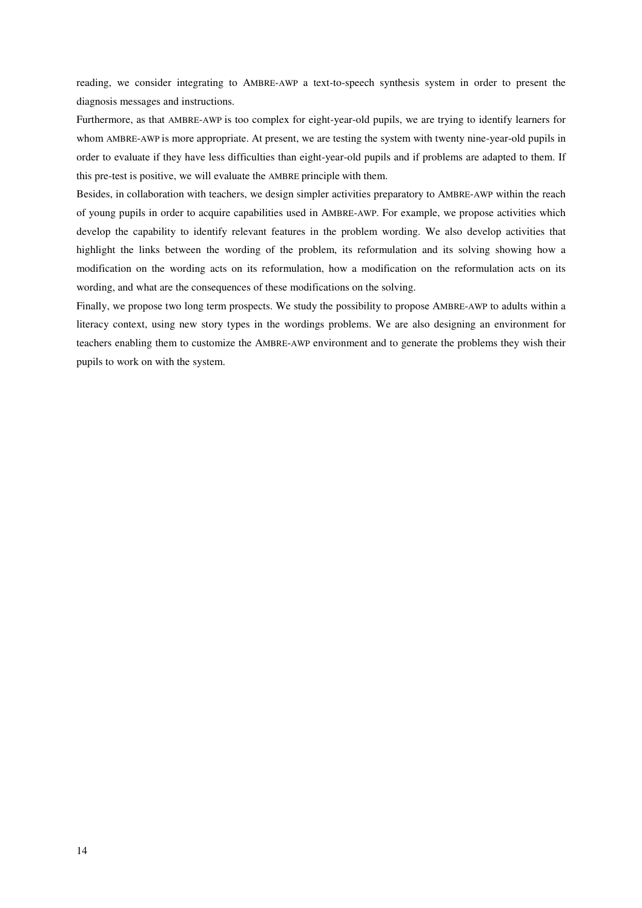reading, we consider integrating to AMBRE-AWP a text-to-speech synthesis system in order to present the diagnosis messages and instructions.

Furthermore, as that AMBRE-AWP is too complex for eight-year-old pupils, we are trying to identify learners for whom AMBRE-AWP is more appropriate. At present, we are testing the system with twenty nine-year-old pupils in order to evaluate if they have less difficulties than eight-year-old pupils and if problems are adapted to them. If this pre-test is positive, we will evaluate the AMBRE principle with them.

Besides, in collaboration with teachers, we design simpler activities preparatory to AMBRE-AWP within the reach of young pupils in order to acquire capabilities used in AMBRE-AWP. For example, we propose activities which develop the capability to identify relevant features in the problem wording. We also develop activities that highlight the links between the wording of the problem, its reformulation and its solving showing how a modification on the wording acts on its reformulation, how a modification on the reformulation acts on its wording, and what are the consequences of these modifications on the solving.

Finally, we propose two long term prospects. We study the possibility to propose AMBRE-AWP to adults within a literacy context, using new story types in the wordings problems. We are also designing an environment for teachers enabling them to customize the AMBRE-AWP environment and to generate the problems they wish their pupils to work on with the system.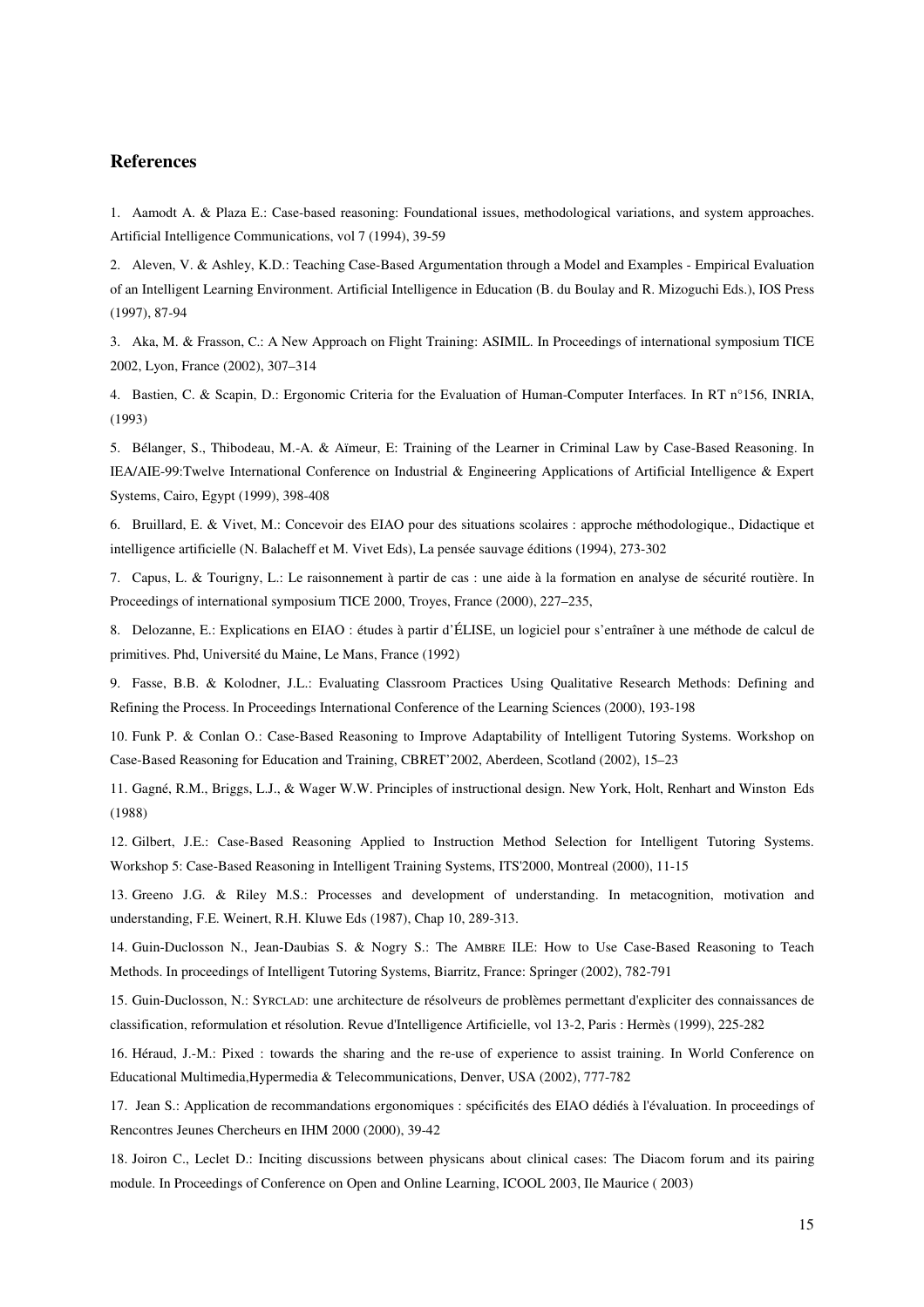## References

1. Aamodt A. & Plaza E.: Case-based reasoning: Foundational issues, methodological variations, and system approaches. Artificial Intelligence Communications, vol 7 (1994), 39-59

2. Aleven, V. & Ashley, K.D.: Teaching Case-Based Argumentation through a Model and Examples - Empirical Evaluation of an Intelligent Learning Environment. Artificial Intelligence in Education (B. du Boulay and R. Mizoguchi Eds.), IOS Press (1997), 87-94

3. Aka, M. & Frasson, C.: A New Approach on Flight Training: ASIMIL. In Proceedings of international symposium TICE 2002, Lyon, France (2002), 307–314

4. Bastien, C. & Scapin, D.: Ergonomic Criteria for the Evaluation of Human-Computer Interfaces. In RT n°156, INRIA, (1993)

5. Bélanger, S., Thibodeau, M.-A. & Aïmeur, E: Training of the Learner in Criminal Law by Case-Based Reasoning. In IEA/AIE-99:Twelve International Conference on Industrial & Engineering Applications of Artificial Intelligence & Expert Systems, Cairo, Egypt (1999), 398-408

6. Bruillard, E. & Vivet, M.: Concevoir des EIAO pour des situations scolaires : approche méthodologique., Didactique et intelligence artificielle (N. Balacheff et M. Vivet Eds), La pensée sauvage éditions (1994), 273-302

7. Capus, L. & Tourigny, L.: Le raisonnement à partir de cas : une aide à la formation en analyse de sécurité routière. In Proceedings of international symposium TICE 2000, Troyes, France (2000), 227–235,

8. Delozanne, E.: Explications en EIAO : études à partir d'ÉLISE, un logiciel pour s'entraîner à une méthode de calcul de primitives. Phd, Université du Maine, Le Mans, France (1992)

9. Fasse, B.B. & Kolodner, J.L.: Evaluating Classroom Practices Using Qualitative Research Methods: Defining and Refining the Process. In Proceedings International Conference of the Learning Sciences (2000), 193-198

10. Funk P. & Conlan O.: Case-Based Reasoning to Improve Adaptability of Intelligent Tutoring Systems. Workshop on Case-Based Reasoning for Education and Training, CBRET'2002, Aberdeen, Scotland (2002), 15–23

11. Gagné, R.M., Briggs, L.J., & Wager W.W. Principles of instructional design. New York, Holt, Renhart and Winston Eds (1988)

12. Gilbert, J.E.: Case-Based Reasoning Applied to Instruction Method Selection for Intelligent Tutoring Systems. Workshop 5: Case-Based Reasoning in Intelligent Training Systems, ITS'2000, Montreal (2000), 11-15

13. Greeno J.G. & Riley M.S.: Processes and development of understanding. In metacognition, motivation and understanding, F.E. Weinert, R.H. Kluwe Eds (1987), Chap 10, 289-313.

14. Guin-Duclosson N., Jean-Daubias S. & Nogry S.: The AMBRE ILE: How to Use Case-Based Reasoning to Teach Methods. In proceedings of Intelligent Tutoring Systems, Biarritz, France: Springer (2002), 782-791

15. Guin-Duclosson, N.: SYRCLAD: une architecture de résolveurs de problèmes permettant d'expliciter des connaissances de classification, reformulation et résolution. Revue d'Intelligence Artificielle, vol 13-2, Paris : Hermès (1999), 225-282

16. Héraud, J.-M.: Pixed : towards the sharing and the re-use of experience to assist training. In World Conference on Educational Multimedia,Hypermedia & Telecommunications, Denver, USA (2002), 777-782

17. Jean S.: Application de recommandations ergonomiques : spécificités des EIAO dédiés à l'évaluation. In proceedings of Rencontres Jeunes Chercheurs en IHM 2000 (2000), 39-42

18. Joiron C., Leclet D.: Inciting discussions between physicans about clinical cases: The Diacom forum and its pairing module. In Proceedings of Conference on Open and Online Learning, ICOOL 2003, Ile Maurice ( 2003)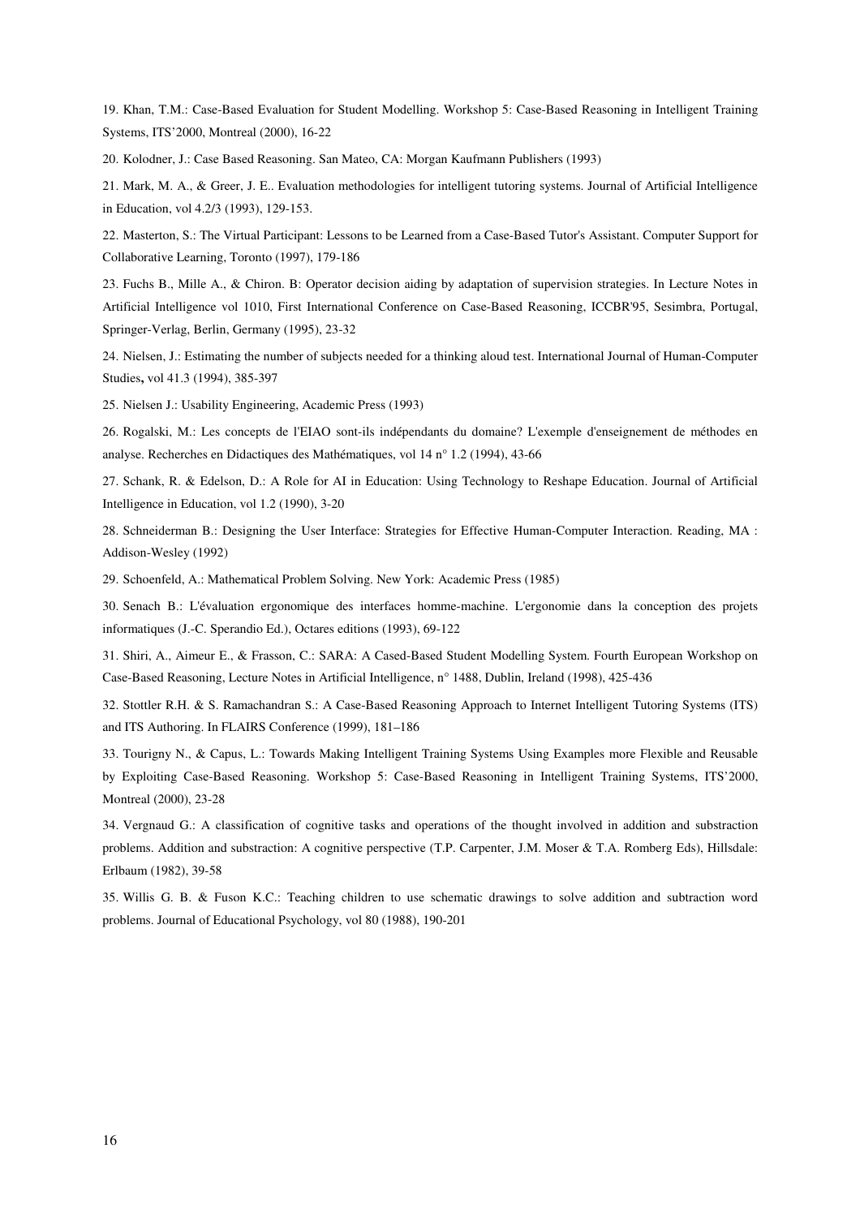19. Khan, T.M.: Case-Based Evaluation for Student Modelling. Workshop 5: Case-Based Reasoning in Intelligent Training Systems, ITS'2000, Montreal (2000), 16-22

20. Kolodner, J.: Case Based Reasoning. San Mateo, CA: Morgan Kaufmann Publishers (1993)

21. Mark, M. A., & Greer, J. E.. Evaluation methodologies for intelligent tutoring systems. Journal of Artificial Intelligence in Education, vol 4.2/3 (1993), 129-153.

22. Masterton, S.: The Virtual Participant: Lessons to be Learned from a Case-Based Tutor's Assistant. Computer Support for Collaborative Learning, Toronto (1997), 179-186

23. Fuchs B., Mille A., & Chiron. B: Operator decision aiding by adaptation of supervision strategies. In Lecture Notes in Artificial Intelligence vol 1010, First International Conference on Case-Based Reasoning, ICCBR'95, Sesimbra, Portugal, Springer-Verlag, Berlin, Germany (1995), 23-32

24. Nielsen, J.: Estimating the number of subjects needed for a thinking aloud test. International Journal of Human-Computer Studies**,** vol 41.3 (1994), 385-397

25. Nielsen J.: Usability Engineering, Academic Press (1993)

26. Rogalski, M.: Les concepts de l'EIAO sont-ils indépendants du domaine? L'exemple d'enseignement de méthodes en analyse. Recherches en Didactiques des Mathématiques, vol 14 n° 1.2 (1994), 43-66

27. Schank, R. & Edelson, D.: A Role for AI in Education: Using Technology to Reshape Education. Journal of Artificial Intelligence in Education, vol 1.2 (1990), 3-20

28. Schneiderman B.: Designing the User Interface: Strategies for Effective Human-Computer Interaction. Reading, MA : Addison-Wesley (1992)

29. Schoenfeld, A.: Mathematical Problem Solving. New York: Academic Press (1985)

30. Senach B.: L'évaluation ergonomique des interfaces homme-machine. L'ergonomie dans la conception des projets informatiques (J.-C. Sperandio Ed.), Octares editions (1993), 69-122

31. Shiri, A., Aimeur E., & Frasson, C.: SARA: A Cased-Based Student Modelling System. Fourth European Workshop on Case-Based Reasoning, Lecture Notes in Artificial Intelligence, n° 1488, Dublin, Ireland (1998), 425-436

32. Stottler R.H. & S. Ramachandran S.: A Case-Based Reasoning Approach to Internet Intelligent Tutoring Systems (ITS) and ITS Authoring. In FLAIRS Conference (1999), 181–186

33. Tourigny N., & Capus, L.: Towards Making Intelligent Training Systems Using Examples more Flexible and Reusable by Exploiting Case-Based Reasoning. Workshop 5: Case-Based Reasoning in Intelligent Training Systems, ITS'2000, Montreal (2000), 23-28

34. Vergnaud G.: A classification of cognitive tasks and operations of the thought involved in addition and substraction problems. Addition and substraction: A cognitive perspective (T.P. Carpenter, J.M. Moser & T.A. Romberg Eds), Hillsdale: Erlbaum (1982), 39-58

35. Willis G. B. & Fuson K.C.: Teaching children to use schematic drawings to solve addition and subtraction word problems. Journal of Educational Psychology, vol 80 (1988), 190-201